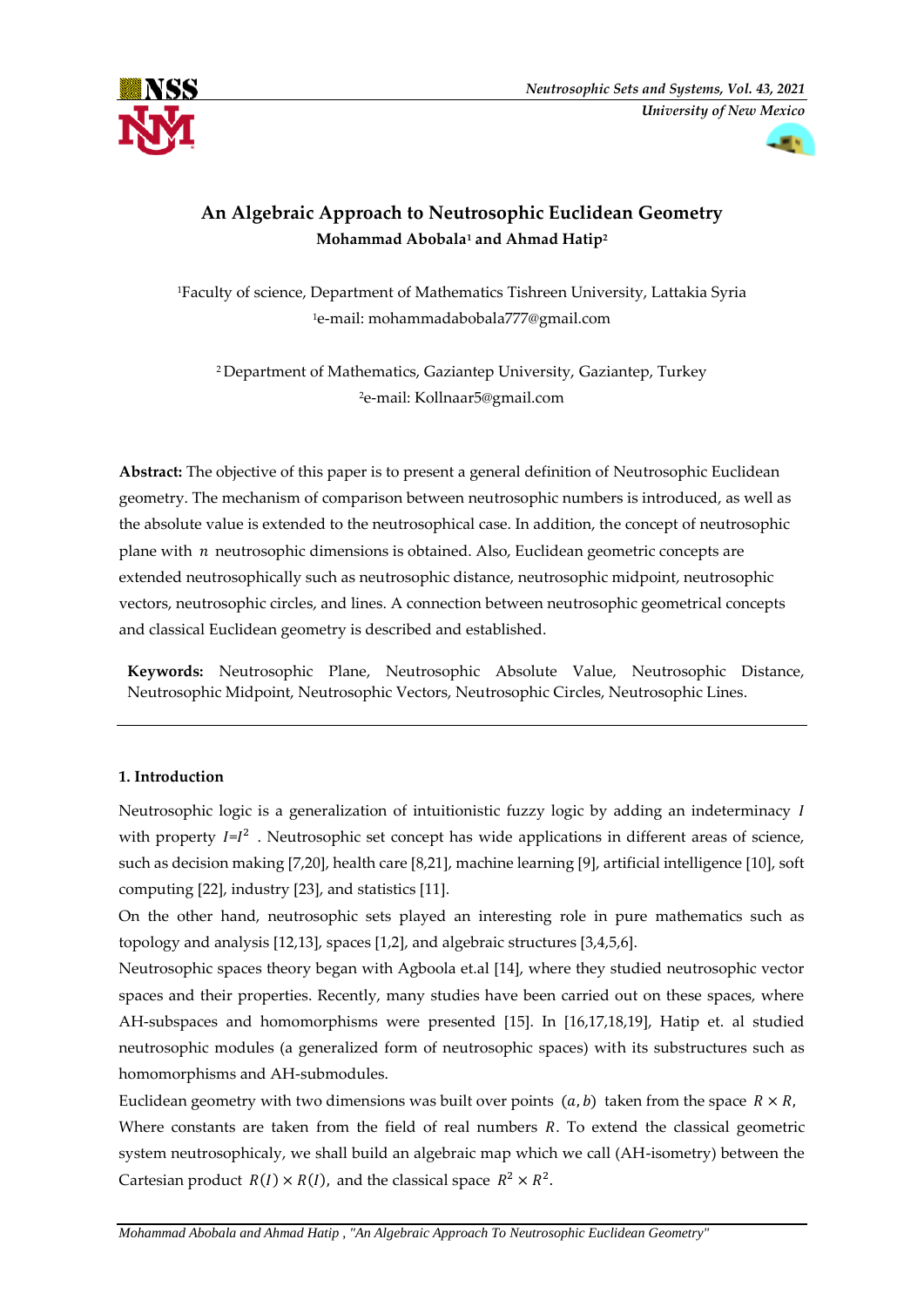# An Algebraic Approach to Neutrosophic Euclidean Geometry

**Mohammad Abobala[1] and Ahmad Hatip[2]**

[1]Faculty of science, Department of Mathematics Tishreen University, Lattakia Syria
[1]e-mail: mohammadabobala777@gmail.com

[2]Department of Mathematics, Gaziantep University, Gaziantep, Turkey
[2]e-mail: Kollnaar5@gmail.com

**Abstract:** The objective of this paper is to present a general definition of Neutrosophic Euclidean geometry. The mechanism of comparison between neutrosophic numbers is introduced, as well as the absolute value is extended to the neutrosophical case. In addition, the concept of neutrosophic plane with $n$ neutrosophic dimensions is obtained. Also, Euclidean geometric concepts are extended neutrosophically such as neutrosophic distance, neutrosophic midpoint, neutrosophic vectors, neutrosophic circles, and lines. A connection between neutrosophic geometrical concepts and classical Euclidean geometry is described and established.

**Keywords:** Neutrosophic Plane, Neutrosophic Absolute Value, Neutrosophic Distance, Neutrosophic Midpoint, Neutrosophic Vectors, Neutrosophic Circles, Neutrosophic Lines.

## 1. Introduction

Neutrosophic logic is a generalization of intuitionistic fuzzy logic by adding an indeterminacy $I$ with property $I=I^2$ . Neutrosophic set concept has wide applications in different areas of science, such as decision making [7,20], health care [8,21], machine learning [9], artificial intelligence [10], soft computing [22], industry [23], and statistics [11].

On the other hand, neutrosophic sets played an interesting role in pure mathematics such as topology and analysis [12,13], spaces [1,2], and algebraic structures [3,4,5,6].

Neutrosophic spaces theory began with Agboola et.al [14], where they studied neutrosophic vector spaces and their properties. Recently, many studies have been carried out on these spaces, where AH-subspaces and homomorphisms were presented [15]. In [16,17,18,19], Hatip et. al studied neutrosophic modules (a generalized form of neutrosophic spaces) with its substructures such as homomorphisms and AH-submodules.

Euclidean geometry with two dimensions was built over points $(a, b)$ taken from the space $R \times R$, Where constants are taken from the field of real numbers $R$. To extend the classical geometric system neutrosophicaly, we shall build an algebraic map which we call (AH-isometry) between the Cartesian product $R(I) \times R(I)$, and the classical space $R^2 \times R^2$.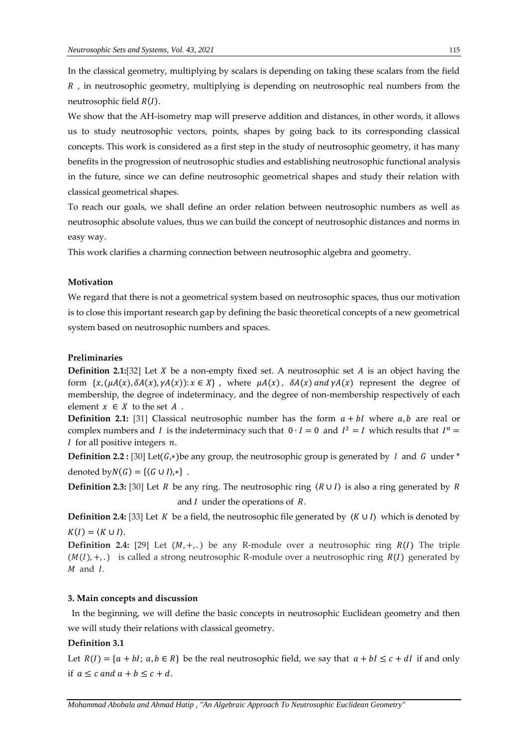In the classical geometry, multiplying by scalars is depending on taking these scalars from the field $R$ , in neutrosophic geometry, multiplying is depending on neutrosophic real numbers from the neutrosophic field $R(I)$.

We show that the AH-isometry map will preserve addition and distances, in other words, it allows us to study neutrosophic vectors, points, shapes by going back to its corresponding classical concepts. This work is considered as a first step in the study of neutrosophic geometry, it has many benefits in the progression of neutrosophic studies and establishing neutrosophic functional analysis in the future, since we can define neutrosophic geometrical shapes and study their relation with classical geometrical shapes.

To reach our goals, we shall define an order relation between neutrosophic numbers as well as neutrosophic absolute values, thus we can build the concept of neutrosophic distances and norms in easy way.

This work clarifies a charming connection between neutrosophic algebra and geometry.

**Motivation**

We regard that there is not a geometrical system based on neutrosophic spaces, thus our motivation is to close this important research gap by defining the basic theoretical concepts of a new geometrical system based on neutrosophic numbers and spaces.

**Preliminaries**

**Definition 2.1:**[32] Let $X$ be a non-empty fixed set. A neutrosophic set $A$ is an object having the form $\{x,(\mu A(x),\delta A(x),\gamma A(x)) : x \in X\}$ , where $\mu A(x)$ , $\delta A(x)$ $and$ $\gamma A(x)$ represent the degree of membership, the degree of indeterminacy, and the degree of non-membership respectively of each element $x \in X$ to the set $A$ .

**Definition 2.1:** [31] Classical neutrosophic number has the form $a + bI$ where $a, b$ are real or complex numbers and $I$ is the indeterminacy such that $0 \cdot I = 0$ and $I^2 = I$ which results that $I^n = I$ for all positive integers $n$.

**Definition 2.2 :** [30] Let$(G,*)$be any group, the neutrosophic group is generated by $I$ and $G$ under * denoted by$N(G) = \{\langle G \cup I \rangle, *\}$ .

**Definition 2.3:** [30] Let $R$ be any ring. The neutrosophic ring $\langle R \cup I \rangle$ is also a ring generated by $R$ and $I$ under the operations of $R$.

**Definition 2.4:** [33] Let $K$ be a field, the neutrosophic file generated by $\langle K \cup I \rangle$ which is denoted by $K(I) = \langle K \cup I \rangle$.

**Definition 2.4:** [29] Let $(M, +, .)$ be any R-module over a neutrosophic ring $R(I)$ The triple $(M(I), +, .)$ is called a strong neutrosophic R-module over a neutrosophic ring $R(I)$ generated by $M$ and $I$.

## 3. Main concepts and discussion

In the beginning, we will define the basic concepts in neutrosophic Euclidean geometry and then we will study their relations with classical geometry.

**Definition 3.1**

Let $R(I) = \{a + bI; a, b \in R\}$ be the real neutrosophic field, we say that $a + bI \leq c + dI$ if and only if $a \leq c$ $and$ $a + b \leq c + d$.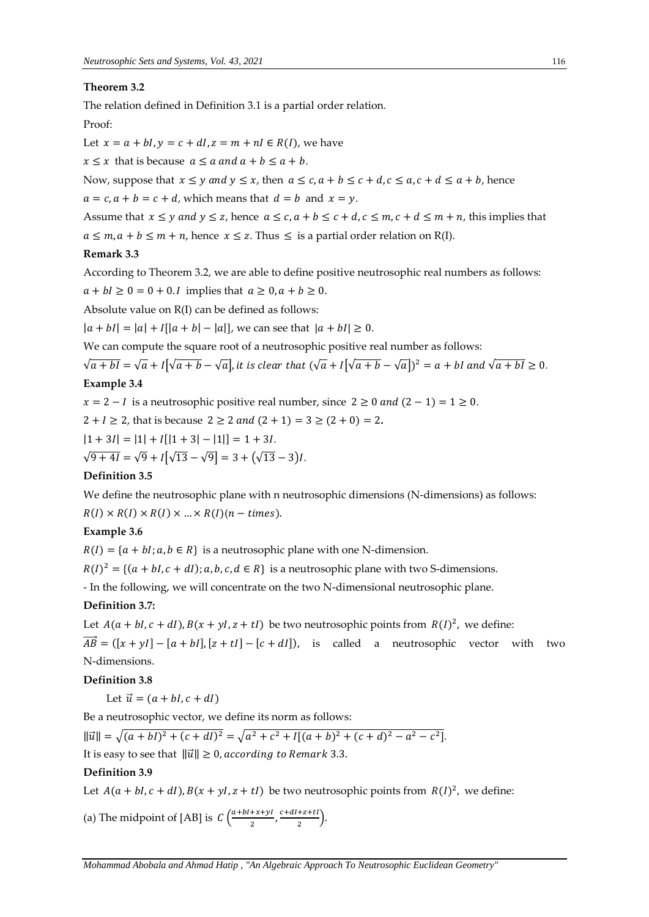**Theorem 3.2**

The relation defined in Definition 3.1 is a partial order relation.

Proof:

Let $x = a + bI, y = c + dI, z = m + nI \in R(I)$, we have

$x \le x$ that is because $a \le a$ and $a + b \le a + b$.

Now, suppose that $x \le y$ and $y \le x$, then $a \le c, a + b \le c + d, c \le a, c + d \le a + b$, hence

$a = c, a + b = c + d$, which means that $d = b$ and $x = y$.

Assume that $x \le y$ and $y \le z$, hence $a \le c, a + b \le c + d, c \le m, c + d \le m + n$, this implies that

$a \le m, a + b \le m + n$, hence $x \le z$. Thus $\le$ is a partial order relation on R(I).

**Remark 3.3**

According to Theorem 3.2, we are able to define positive neutrosophic real numbers as follows:

$a + bI \ge 0 = 0 + 0.I$ implies that $a \ge 0, a + b \ge 0$.

Absolute value on R(I) can be defined as follows:

$|a + bI| = |a| + I[|a + b| - |a|]$, we can see that $|a + bI| \ge 0$.

We can compute the square root of a neutrosophic positive real number as follows:

$\sqrt{a + bI} = \sqrt{a} + I[\sqrt{a + b} - \sqrt{a}]$, *it is clear that* $(\sqrt{a} + I[\sqrt{a + b} - \sqrt{a}])^2 = a + bI$ *and* $\sqrt{a + bI} \ge 0$.

**Example 3.4**

$x = 2 - I$ is a neutrosophic positive real number, since $2 \ge 0$ and $(2 - 1) = 1 \ge 0$.

$2 + I \ge 2$, that is because $2 \ge 2$ and $(2 + 1) = 3 \ge (2 + 0) = 2$.

$|1 + 3I| = |1| + I[|1 + 3| - |1|] = 1 + 3I$.

$\sqrt{9 + 4I} = \sqrt{9} + I[\sqrt{13} - \sqrt{9}] = 3 + (\sqrt{13} - 3)I$.

**Definition 3.5**

We define the neutrosophic plane with n neutrosophic dimensions (N-dimensions) as follows:

$R(I) \times R(I) \times R(I) \times \dots \times R(I)(n - times)$.

**Example 3.6**

$R(I) = \{a + bI; a, b \in R\}$ is a neutrosophic plane with one N-dimension.

$R(I)^2 = \{(a + bI, c + dI); a, b, c, d \in R\}$ is a neutrosophic plane with two S-dimensions.

- In the following, we will concentrate on the two N-dimensional neutrosophic plane.

**Definition 3.7:**

Let $A(a + bI, c + dI), B(x + yI, z + tI)$ be two neutrosophic points from $R(I)^2$, we define:

$\overrightarrow{AB} = ([x + yI] - [a + bI], [z + tI] - [c + dI])$, is called a neutrosophic vector with two N-dimensions.

**Definition 3.8**

Let $\vec{u} = (a + bI, c + dI)$

Be a neutrosophic vector, we define its norm as follows:

$\|\vec{u}\| = \sqrt{(a + bI)^2 + (c + dI)^2} = \sqrt{a^2 + c^2 + I[(a + b)^2 + (c + d)^2 - a^2 - c^2]}$.

It is easy to see that $\|\vec{u}\| \ge 0$, *according to Remark* 3.3.

**Definition 3.9**

Let $A(a + bI, c + dI), B(x + yI, z + tI)$ be two neutrosophic points from $R(I)^2$, we define:

(a) The midpoint of [AB] is $C\left(\frac{a+bI+x+yI}{2}, \frac{c+dI+z+tI}{2}\right)$.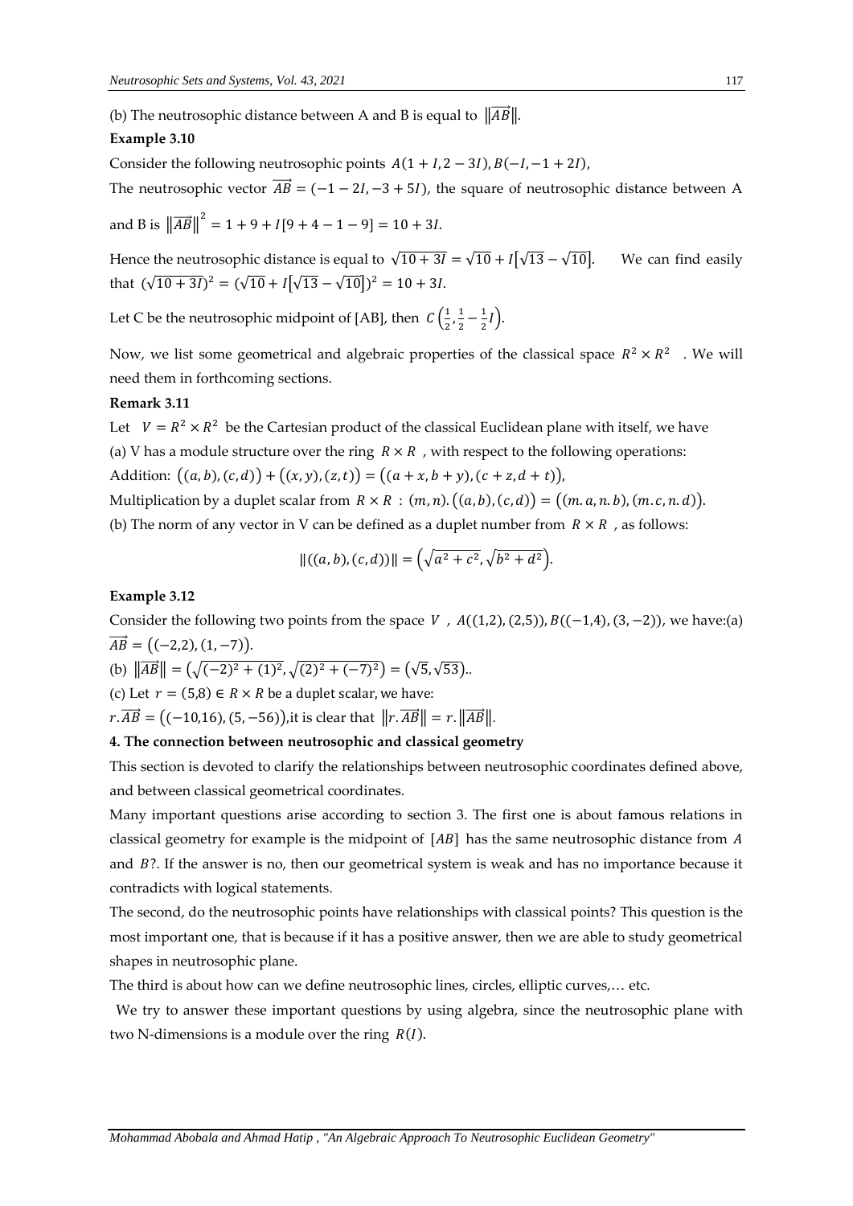(b) The neutrosophic distance between A and B is equal to $\|\overrightarrow{AB}\|$.

**Example 3.10**

Consider the following neutrosophic points $A(1+I, 2-3I), B(-I, -1+2I)$,

The neutrosophic vector $\overrightarrow{AB} = (-1-2I, -3+5I)$, the square of neutrosophic distance between A and B is $\|\overrightarrow{AB}\|^2 = 1 + 9 + I[9 + 4 - 1 - 9] = 10 + 3I$.

Hence the neutrosophic distance is equal to $\sqrt{10+3I} = \sqrt{10} + I[\sqrt{13} - \sqrt{10}]$. We can find easily that $(\sqrt{10+3I})^2 = (\sqrt{10} + I[\sqrt{13} - \sqrt{10}])^2 = 10 + 3I$.

Let C be the neutrosophic midpoint of [AB], then $C\left(\frac{1}{2}, \frac{1}{2} - \frac{1}{2}I\right)$.

Now, we list some geometrical and algebraic properties of the classical space $R^2 \times R^2$ . We will need them in forthcoming sections.

**Remark 3.11**

Let $V = R^2 \times R^2$ be the Cartesian product of the classical Euclidean plane with itself, we have

(a) V has a module structure over the ring $R \times R$ , with respect to the following operations:

Addition: $((a,b),(c,d)) + ((x,y),(z,t)) = ((a+x, b+y),(c+z, d+t))$,

Multiplication by a duplet scalar from $R \times R$ : $(m,n).((a,b),(c,d)) = ((m.a, n.b),(m.c, n.d))$.

(b) The norm of any vector in V can be defined as a duplet number from $R \times R$ , as follows:

$$\|((a,b),(c,d))\| = \left(\sqrt{a^2+c^2}, \sqrt{b^2+d^2}\right).$$

**Example 3.12**

Consider the following two points from the space $V$ , $A((1,2),(2,5)), B((-1,4),(3,-2))$, we have:(a) $\overrightarrow{AB} = ((-2,2),(1,-7))$.

(b) $\|\overrightarrow{AB}\| = \left(\sqrt{(-2)^2+(1)^2}, \sqrt{(2)^2+(-7)^2}\right) = (\sqrt{5}, \sqrt{53})$..

(c) Let $r = (5,8) \in R \times R$ be a duplet scalar, we have:

$r.\overrightarrow{AB} = ((-10,16),(5,-56))$,it is clear that $\|r.\overrightarrow{AB}\| = r.\|\overrightarrow{AB}\|$.

**4. The connection between neutrosophic and classical geometry**

This section is devoted to clarify the relationships between neutrosophic coordinates defined above, and between classical geometrical coordinates.

Many important questions arise according to section 3. The first one is about famous relations in classical geometry for example is the midpoint of $[AB]$ has the same neutrosophic distance from $A$ and $B$?. If the answer is no, then our geometrical system is weak and has no importance because it contradicts with logical statements.

The second, do the neutrosophic points have relationships with classical points? This question is the most important one, that is because if it has a positive answer, then we are able to study geometrical shapes in neutrosophic plane.

The third is about how can we define neutrosophic lines, circles, elliptic curves,… etc.

We try to answer these important questions by using algebra, since the neutrosophic plane with two N-dimensions is a module over the ring $R(I)$.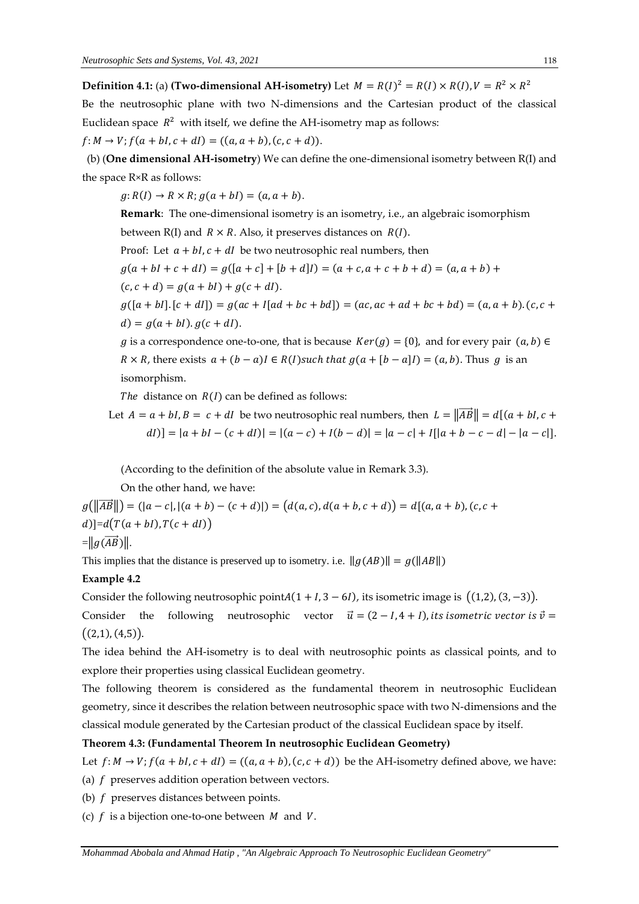**Definition 4.1:** (a) **(Two-dimensional AH-isometry)** Let $M = R(I)^2 = R(I) \times R(I), V = R^2 \times R^2$ Be the neutrosophic plane with two N-dimensions and the Cartesian product of the classical Euclidean space $R^2$ with itself, we define the AH-isometry map as follows:

$f: M \to V; f(a + bI, c + dI) = ((a, a + b), (c, c + d))$.

(b) (**One dimensional AH-isometry**) We can define the one-dimensional isometry between R(I) and the space R×R as follows:

$g: R(I) \to R \times R; g(a + bI) = (a, a + b)$.

**Remark**: The one-dimensional isometry is an isometry, i.e., an algebraic isomorphism between R(I) and $R \times R$. Also, it preserves distances on $R(I)$.

Proof: Let $a + bI, c + dI$ be two neutrosophic real numbers, then

$g(a + bI + c + dI) = g([a + c] + [b + d]I) = (a + c, a + c + b + d) = (a, a + b) + (c, c + d) = g(a + bI) + g(c + dI)$.

$g([a + bI].[c + dI]) = g(ac + I[ad + bc + bd]) = (ac, ac + ad + bc + bd) = (a, a + b).(c, c + d) = g(a + bI).g(c + dI)$.

$g$ is a correspondence one-to-one, that is because $Ker(g) = \{0\}$, and for every pair $(a, b) \in R \times R$, there exists $a + (b - a)I \in R(I) such\ that\ g(a + [b - a]I) = (a, b)$. Thus $g$ is an isomorphism.

$The$ distance on $R(I)$ can be defined as follows:

Let $A = a + bI, B = c + dI$ be two neutrosophic real numbers, then $L = \|\overrightarrow{AB}\| = d[(a + bI, c + dI)] = |a + bI - (c + dI)| = |(a - c) + I(b - d)| = |a - c| + I[|a + b - c - d| - |a - c|]$.

(According to the definition of the absolute value in Remark 3.3).

On the other hand, we have:

$g(\|\overrightarrow{AB}\|) = (|a - c|, |(a + b) - (c + d)|) = (d(a, c), d(a + b, c + d)) = d[(a, a + b), (c, c + d)] = d(T(a + bI), T(c + dI))$

$= \|g(\overrightarrow{AB})\|$.

This implies that the distance is preserved up to isometry. i.e. $\|g(AB)\| = g(\|AB\|)$

**Example 4.2**

Consider the following neutrosophic point $A(1 + I, 3 - 6I)$, its isometric image is $((1,2), (3, -3))$.

Consider the following neutrosophic vector $\vec{u} = (2 - I, 4 + I), its\ isometric\ vector\ is\ \vec{v} = ((2,1), (4,5))$.

The idea behind the AH-isometry is to deal with neutrosophic points as classical points, and to explore their properties using classical Euclidean geometry.

The following theorem is considered as the fundamental theorem in neutrosophic Euclidean geometry, since it describes the relation between neutrosophic space with two N-dimensions and the classical module generated by the Cartesian product of the classical Euclidean space by itself.

**Theorem 4.3: (Fundamental Theorem In neutrosophic Euclidean Geometry)**

Let $f: M \to V; f(a + bI, c + dI) = ((a, a + b), (c, c + d))$ be the AH-isometry defined above, we have:

(a) $f$ preserves addition operation between vectors.

(b) $f$ preserves distances between points.

(c) $f$ is a bijection one-to-one between $M$ and $V$.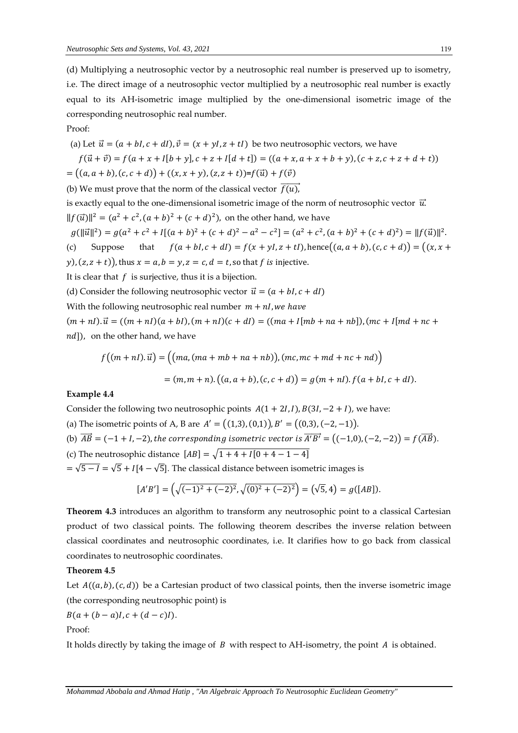(d) Multiplying a neutrosophic vector by a neutrosophic real number is preserved up to isometry, i.e. The direct image of a neutrosophic vector multiplied by a neutrosophic real number is exactly equal to its AH-isometric image multiplied by the one-dimensional isometric image of the corresponding neutrosophic real number.

Proof:

(a) Let $\vec{u} = (a + bI, c + dI), \vec{v} = (x + yI, z + tI)$ be two neutrosophic vectors, we have

$f(\vec{u} + \vec{v}) = f(a + x + I[b + y], c + z + I[d + t]) = ((a + x, a + x + b + y), (c + z, c + z + d + t))$
$= \big((a, a + b), (c, c + d)\big) + ((x, x + y), (z, z + t))$=$f(\vec{u}) + f(\vec{v})$

(b) We must prove that the norm of the classical vector $\overrightarrow{f(u)}$,

is exactly equal to the one-dimensional isometric image of the norm of neutrosophic vector $\vec{u}$.

$\|f(\vec{u})\|^2 = (a^2 + c^2, (a + b)^2 + (c + d)^2)$, on the other hand, we have

$g(\|\vec{u}\|^2) = g(a^2 + c^2 + I[(a + b)^2 + (c + d)^2 - a^2 - c^2] = (a^2 + c^2, (a + b)^2 + (c + d)^2) = \|f(\vec{u})\|^2$.

(c) Suppose that $f(a + bI, c + dI) = f(x + yI, z + tI)$, hence$\big((a, a + b), (c, c + d)\big) = \big((x, x + y), (z, z + t)\big)$, thus $x = a, b = y, z = c, d = t$, so that $f$ is injective.

It is clear that $f$ is surjective, thus it is a bijection.

(d) Consider the following neutrosophic vector $\vec{u} = (a + bI, c + dI)$

With the following neutrosophic real number $m + nI$, *we have*

$(m + nI).\vec{u} = ((m + nI)(a + bI), (m + nI)(c + dI) = ((ma + I[mb + na + nb]), (mc + I[md + nc + nd])$, on the other hand, we have

$$f\big((m + nI).\vec{u}\big) = \Big(\big(ma, (ma + mb + na + nb)\big), (mc, mc + md + nc + nd)\Big)$$

$$= (m, m + n).\big((a, a + b), (c, c + d)\big) = g(m + nI).f(a + bI, c + dI).$$

**Example 4.4**

Consider the following two neutrosophic points $A(1 + 2I, I), B(3I, -2 + I)$, we have:

(a) The isometric points of A, B are $A' = \big((1,3), (0,1)\big), B' = \big((0,3), (-2, -1)\big)$.

(b) $\overrightarrow{AB} = (-1 + I, -2)$, *the corresponding isometric vector is* $\overrightarrow{A'B'} = \big((-1,0), (-2, -2)\big) = f(\overrightarrow{AB})$.

(c) The neutrosophic distance $[AB] = \sqrt{1 + 4 + I[0 + 4 - 1 - 4]}$

$= \sqrt{5 - I} = \sqrt{5} + I[4 - \sqrt{5}]$. The classical distance between isometric images is

$$[A'B'] = \Big(\sqrt{(-1)^2 + (-2)^2}, \sqrt{(0)^2 + (-2)^2}\Big) = \big(\sqrt{5}, 4\big) = g([AB]).$$

**Theorem 4.3** introduces an algorithm to transform any neutrosophic point to a classical Cartesian product of two classical points. The following theorem describes the inverse relation between classical coordinates and neutrosophic coordinates, i.e. It clarifies how to go back from classical coordinates to neutrosophic coordinates.

**Theorem 4.5**

Let $A((a, b), (c, d))$ be a Cartesian product of two classical points, then the inverse isometric image (the corresponding neutrosophic point) is

$B(a + (b - a)I, c + (d - c)I)$.

Proof:

It holds directly by taking the image of $B$ with respect to AH-isometry, the point $A$ is obtained.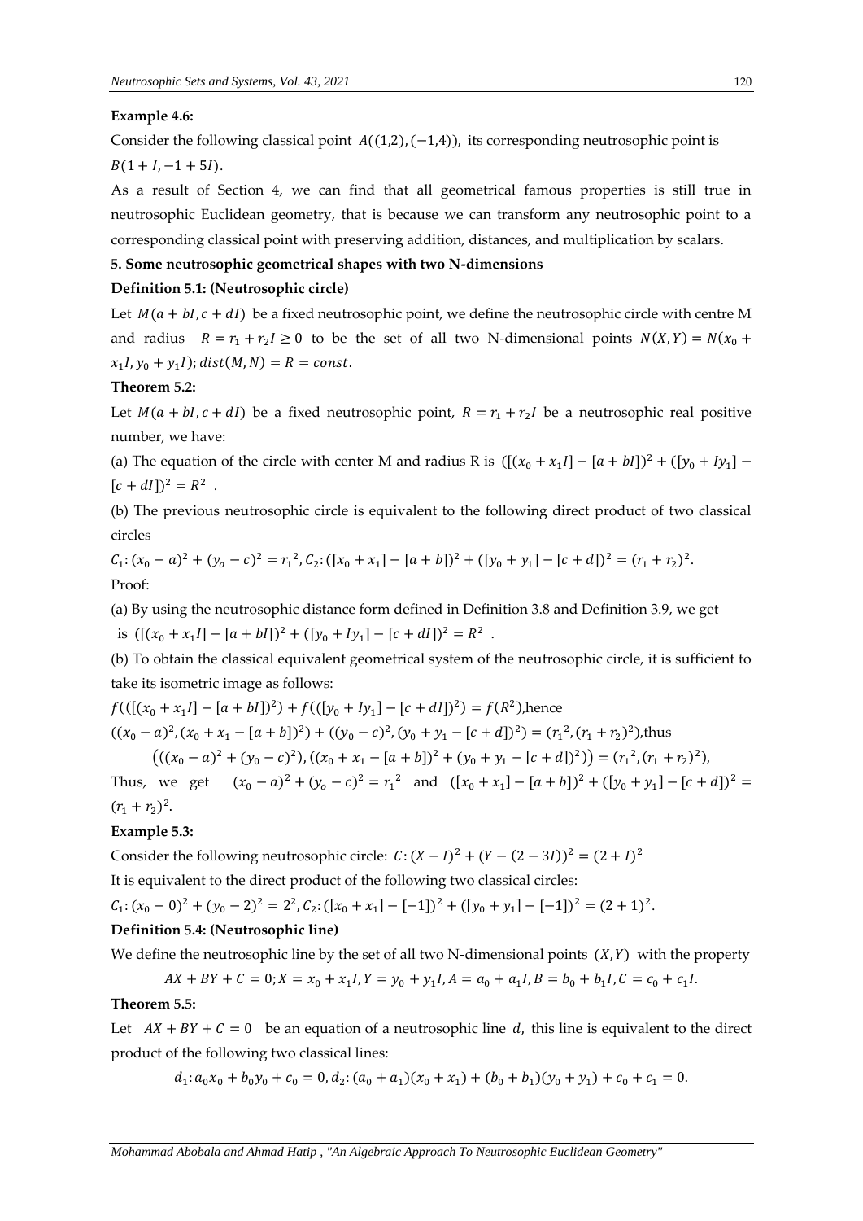**Example 4.6:**

Consider the following classical point $A((1,2),(-1,4))$, its corresponding neutrosophic point is $B(1+I,-1+5I)$.

As a result of Section 4, we can find that all geometrical famous properties is still true in neutrosophic Euclidean geometry, that is because we can transform any neutrosophic point to a corresponding classical point with preserving addition, distances, and multiplication by scalars.

**5. Some neutrosophic geometrical shapes with two N-dimensions**

**Definition 5.1: (Neutrosophic circle)**

Let $M(a+bI, c+dI)$ be a fixed neutrosophic point, we define the neutrosophic circle with centre M and radius $R = r_1 + r_2 I \geq 0$ to be the set of all two N-dimensional points $N(X,Y) = N(x_0 + x_1 I, y_0 + y_1 I); dist(M,N) = R = const.$

**Theorem 5.2:**

Let $M(a+bI, c+dI)$ be a fixed neutrosophic point, $R = r_1 + r_2 I$ be a neutrosophic real positive number, we have:

(a) The equation of the circle with center M and radius R is $([(x_0 + x_1 I] - [a+bI])^2 + ([y_0 + Iy_1] - [c+dI])^2 = R^2$ .

(b) The previous neutrosophic circle is equivalent to the following direct product of two classical circles

$C_1: (x_0 - a)^2 + (y_o - c)^2 = {r_1}^2, C_2: ([x_0 + x_1] - [a+b])^2 + ([y_0 + y_1] - [c+d])^2 = (r_1 + r_2)^2.$

Proof:

(a) By using the neutrosophic distance form defined in Definition 3.8 and Definition 3.9, we get is $([(x_0 + x_1 I] - [a+bI])^2 + ([y_0 + Iy_1] - [c+dI])^2 = R^2$ .

(b) To obtain the classical equivalent geometrical system of the neutrosophic circle, it is sufficient to take its isometric image as follows:

$f(([(x_0 + x_1 I] - [a+bI])^2) + f(([y_0 + Iy_1] - [c+dI])^2) = f(R^2)$,hence

$((x_0 - a)^2, (x_0 + x_1 - [a+b])^2) + ((y_0 - c)^2, (y_0 + y_1 - [c+d])^2) = ({r_1}^2, (r_1 + r_2)^2)$,thus

$$\left(((x_0 - a)^2 + (y_0 - c)^2), ((x_0 + x_1 - [a+b])^2 + (y_0 + y_1 - [c+d])^2)\right) = ({r_1}^2, (r_1 + r_2)^2),$$

Thus, we get $(x_0 - a)^2 + (y_o - c)^2 = {r_1}^2$ and $([x_0 + x_1] - [a+b])^2 + ([y_0 + y_1] - [c+d])^2 = (r_1 + r_2)^2$.

**Example 5.3:**

Consider the following neutrosophic circle: $C: (X - I)^2 + (Y - (2 - 3I))^2 = (2 + I)^2$

It is equivalent to the direct product of the following two classical circles:

$C_1: (x_0 - 0)^2 + (y_0 - 2)^2 = 2^2, C_2: ([x_0 + x_1] - [-1])^2 + ([y_0 + y_1] - [-1])^2 = (2+1)^2.$

**Definition 5.4: (Neutrosophic line)**

We define the neutrosophic line by the set of all two N-dimensional points $(X,Y)$ with the property

$$AX + BY + C = 0; X = x_0 + x_1 I, Y = y_0 + y_1 I, A = a_0 + a_1 I, B = b_0 + b_1 I, C = c_0 + c_1 I.$$

**Theorem 5.5:**

Let $AX + BY + C = 0$ be an equation of a neutrosophic line $d$, this line is equivalent to the direct product of the following two classical lines:

$$d_1: a_0 x_0 + b_0 y_0 + c_0 = 0, d_2: (a_0 + a_1)(x_0 + x_1) + (b_0 + b_1)(y_0 + y_1) + c_0 + c_1 = 0.$$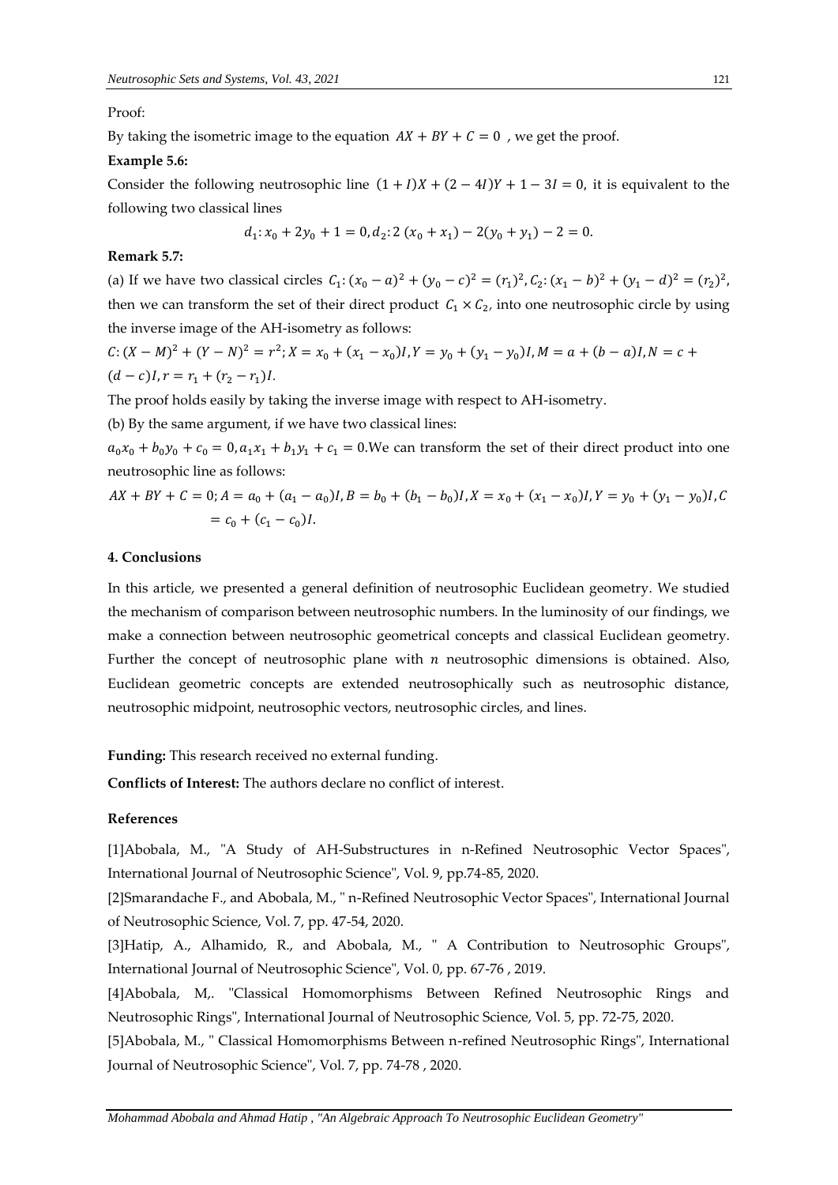Proof:

By taking the isometric image to the equation $AX + BY + C = 0$ , we get the proof.

**Example 5.6:**

Consider the following neutrosophic line $(1 + I)X + (2 - 4I)Y + 1 - 3I = 0$, it is equivalent to the following two classical lines

$$d_1: x_0 + 2y_0 + 1 = 0, d_2: 2\,(x_0 + x_1) - 2(y_0 + y_1) - 2 = 0.$$

**Remark 5.7:**

(a) If we have two classical circles $C_1: (x_0 - a)^2 + (y_0 - c)^2 = (r_1)^2, C_2: (x_1 - b)^2 + (y_1 - d)^2 = (r_2)^2$, then we can transform the set of their direct product $C_1 \times C_2$, into one neutrosophic circle by using the inverse image of the AH-isometry as follows:

$C: (X - M)^2 + (Y - N)^2 = r^2; X = x_0 + (x_1 - x_0)I, Y = y_0 + (y_1 - y_0)I, M = a + (b - a)I, N = c + (d - c)I, r = r_1 + (r_2 - r_1)I.$

The proof holds easily by taking the inverse image with respect to AH-isometry.

(b) By the same argument, if we have two classical lines:

$a_0x_0 + b_0y_0 + c_0 = 0, a_1x_1 + b_1y_1 + c_1 = 0$.We can transform the set of their direct product into one neutrosophic line as follows:

$$AX + BY + C = 0; A = a_0 + (a_1 - a_0)I, B = b_0 + (b_1 - b_0)I, X = x_0 + (x_1 - x_0)I, Y = y_0 + (y_1 - y_0)I, C = c_0 + (c_1 - c_0)I.$$

## 4. Conclusions

In this article, we presented a general definition of neutrosophic Euclidean geometry. We studied the mechanism of comparison between neutrosophic numbers. In the luminosity of our findings, we make a connection between neutrosophic geometrical concepts and classical Euclidean geometry. Further the concept of neutrosophic plane with $n$ neutrosophic dimensions is obtained. Also, Euclidean geometric concepts are extended neutrosophically such as neutrosophic distance, neutrosophic midpoint, neutrosophic vectors, neutrosophic circles, and lines.

**Funding:** This research received no external funding.

**Conflicts of Interest:** The authors declare no conflict of interest.

## References

[1]Abobala, M., "A Study of AH-Substructures in n-Refined Neutrosophic Vector Spaces", International Journal of Neutrosophic Science", Vol. 9, pp.74-85, 2020.

[2]Smarandache F., and Abobala, M., " n-Refined Neutrosophic Vector Spaces", International Journal of Neutrosophic Science, Vol. 7, pp. 47-54, 2020.

[3]Hatip, A., Alhamido, R., and Abobala, M., " A Contribution to Neutrosophic Groups", International Journal of Neutrosophic Science", Vol. 0, pp. 67-76 , 2019.

[4]Abobala, M,. "Classical Homomorphisms Between Refined Neutrosophic Rings and Neutrosophic Rings", International Journal of Neutrosophic Science, Vol. 5, pp. 72-75, 2020.

[5]Abobala, M., " Classical Homomorphisms Between n-refined Neutrosophic Rings", International Journal of Neutrosophic Science", Vol. 7, pp. 74-78 , 2020.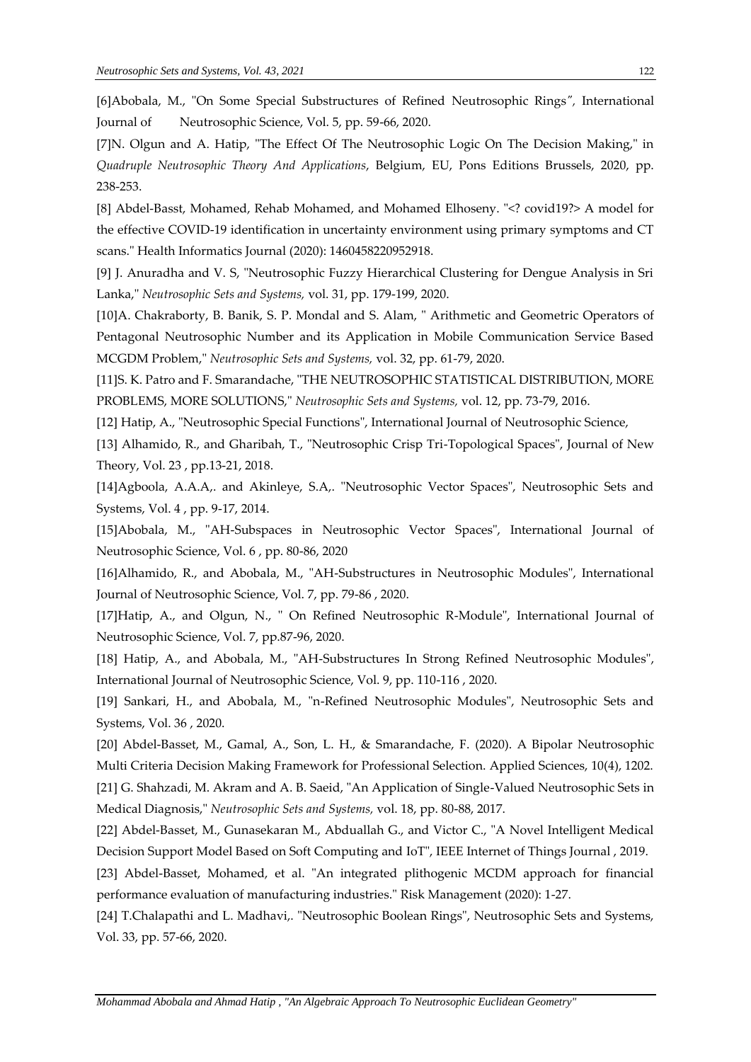[6]Abobala, M., "On Some Special Substructures of Refined Neutrosophic Rings", International Journal of Neutrosophic Science, Vol. 5, pp. 59-66, 2020.

[7]N. Olgun and A. Hatip, "The Effect Of The Neutrosophic Logic On The Decision Making," in *Quadruple Neutrosophic Theory And Applications*, Belgium, EU, Pons Editions Brussels, 2020, pp. 238-253.

[8] Abdel-Basst, Mohamed, Rehab Mohamed, and Mohamed Elhoseny. "<? covid19?> A model for the effective COVID-19 identification in uncertainty environment using primary symptoms and CT scans." Health Informatics Journal (2020): 1460458220952918.

[9] J. Anuradha and V. S, "Neutrosophic Fuzzy Hierarchical Clustering for Dengue Analysis in Sri Lanka," *Neutrosophic Sets and Systems,* vol. 31, pp. 179-199, 2020.

[10]A. Chakraborty, B. Banik, S. P. Mondal and S. Alam, " Arithmetic and Geometric Operators of Pentagonal Neutrosophic Number and its Application in Mobile Communication Service Based MCGDM Problem," *Neutrosophic Sets and Systems,* vol. 32, pp. 61-79, 2020.

[11]S. K. Patro and F. Smarandache, "THE NEUTROSOPHIC STATISTICAL DISTRIBUTION, MORE PROBLEMS, MORE SOLUTIONS," *Neutrosophic Sets and Systems,* vol. 12, pp. 73-79, 2016.

[12] Hatip, A., "Neutrosophic Special Functions", International Journal of Neutrosophic Science,

[13] Alhamido, R., and Gharibah, T., "Neutrosophic Crisp Tri-Topological Spaces", Journal of New Theory, Vol. 23 , pp.13-21, 2018.

[14]Agboola, A.A.A,. and Akinleye, S.A,. "Neutrosophic Vector Spaces", Neutrosophic Sets and Systems, Vol. 4 , pp. 9-17, 2014.

[15]Abobala, M., "AH-Subspaces in Neutrosophic Vector Spaces", International Journal of Neutrosophic Science, Vol. 6 , pp. 80-86, 2020

[16]Alhamido, R., and Abobala, M., "AH-Substructures in Neutrosophic Modules", International Journal of Neutrosophic Science, Vol. 7, pp. 79-86 , 2020.

[17]Hatip, A., and Olgun, N., " On Refined Neutrosophic R-Module", International Journal of Neutrosophic Science, Vol. 7, pp.87-96, 2020.

[18] Hatip, A., and Abobala, M., "AH-Substructures In Strong Refined Neutrosophic Modules", International Journal of Neutrosophic Science, Vol. 9, pp. 110-116 , 2020.

[19] Sankari, H., and Abobala, M., "n-Refined Neutrosophic Modules", Neutrosophic Sets and Systems, Vol. 36 , 2020.

[20] Abdel-Basset, M., Gamal, A., Son, L. H., & Smarandache, F. (2020). A Bipolar Neutrosophic Multi Criteria Decision Making Framework for Professional Selection. Applied Sciences, 10(4), 1202.

[21] G. Shahzadi, M. Akram and A. B. Saeid, "An Application of Single-Valued Neutrosophic Sets in Medical Diagnosis," *Neutrosophic Sets and Systems,* vol. 18, pp. 80-88, 2017.

[22] Abdel-Basset, M., Gunasekaran M., Abduallah G., and Victor C., "A Novel Intelligent Medical Decision Support Model Based on Soft Computing and IoT", IEEE Internet of Things Journal , 2019.

[23] Abdel-Basset, Mohamed, et al. "An integrated plithogenic MCDM approach for financial performance evaluation of manufacturing industries." Risk Management (2020): 1-27.

[24] T.Chalapathi and L. Madhavi,. "Neutrosophic Boolean Rings", Neutrosophic Sets and Systems, Vol. 33, pp. 57-66, 2020.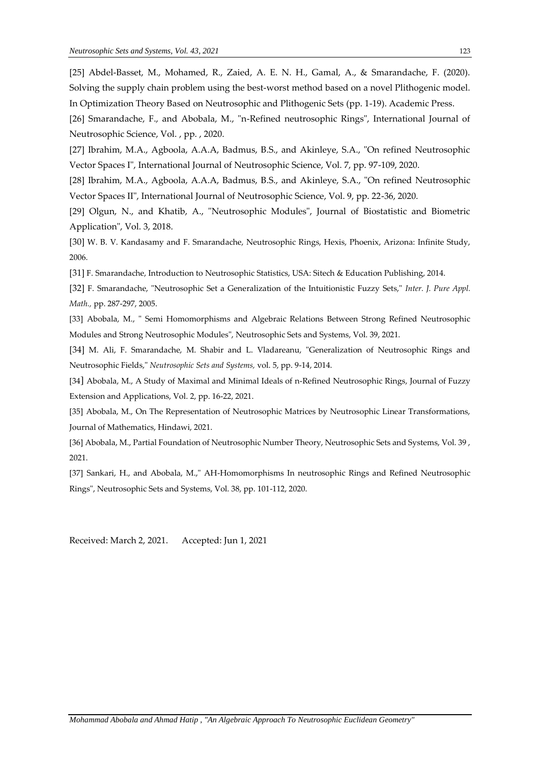[25] Abdel-Basset, M., Mohamed, R., Zaied, A. E. N. H., Gamal, A., & Smarandache, F. (2020). Solving the supply chain problem using the best-worst method based on a novel Plithogenic model. In Optimization Theory Based on Neutrosophic and Plithogenic Sets (pp. 1-19). Academic Press.

[26] Smarandache, F., and Abobala, M., "n-Refined neutrosophic Rings", International Journal of Neutrosophic Science, Vol. , pp. , 2020.

[27] Ibrahim, M.A., Agboola, A.A.A, Badmus, B.S., and Akinleye, S.A., "On refined Neutrosophic Vector Spaces I", International Journal of Neutrosophic Science, Vol. 7, pp. 97-109, 2020.

[28] Ibrahim, M.A., Agboola, A.A.A, Badmus, B.S., and Akinleye, S.A., "On refined Neutrosophic Vector Spaces II", International Journal of Neutrosophic Science, Vol. 9, pp. 22-36, 2020.

[29] Olgun, N., and Khatib, A., "Neutrosophic Modules", Journal of Biostatistic and Biometric Application", Vol. 3, 2018.

[30] W. B. V. Kandasamy and F. Smarandache, Neutrosophic Rings, Hexis, Phoenix, Arizona: Infinite Study, 2006.

[31] F. Smarandache, Introduction to Neutrosophic Statistics, USA: Sitech & Education Publishing, 2014.

[32] F. Smarandache, "Neutrosophic Set a Generalization of the Intuitionistic Fuzzy Sets," *Inter. J. Pure Appl. Math.,* pp. 287-297, 2005.

[33] Abobala, M., " Semi Homomorphisms and Algebraic Relations Between Strong Refined Neutrosophic Modules and Strong Neutrosophic Modules", Neutrosophic Sets and Systems, Vol. 39, 2021.

[34] M. Ali, F. Smarandache, M. Shabir and L. Vladareanu, "Generalization of Neutrosophic Rings and Neutrosophic Fields," *Neutrosophic Sets and Systems,* vol. 5, pp. 9-14, 2014.

[34] Abobala, M., A Study of Maximal and Minimal Ideals of n-Refined Neutrosophic Rings, Journal of Fuzzy Extension and Applications, Vol. 2, pp. 16-22, 2021.

[35] Abobala, M., On The Representation of Neutrosophic Matrices by Neutrosophic Linear Transformations, Journal of Mathematics, Hindawi, 2021.

[36] Abobala, M., Partial Foundation of Neutrosophic Number Theory, Neutrosophic Sets and Systems, Vol. 39 , 2021.

[37] Sankari, H., and Abobala, M.," AH-Homomorphisms In neutrosophic Rings and Refined Neutrosophic Rings", Neutrosophic Sets and Systems, Vol. 38, pp. 101-112, 2020.

Received: March 2, 2021. Accepted: Jun 1, 2021